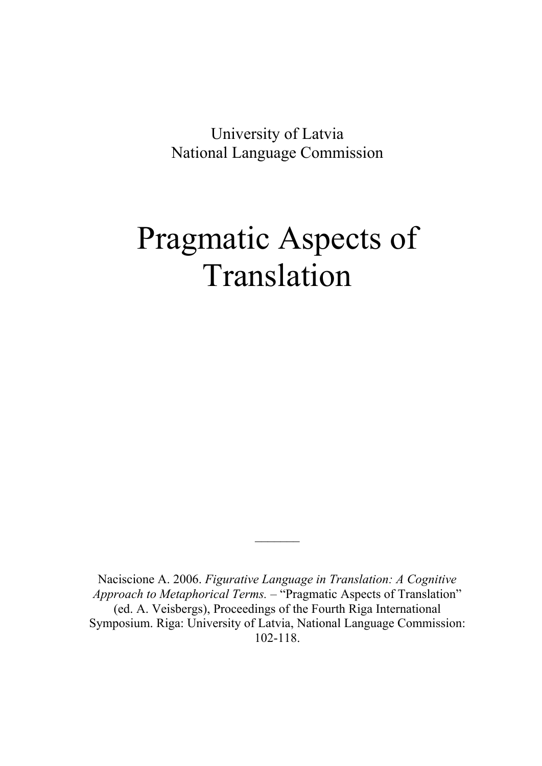University of Latvia
National Language Commission

# Pragmatic Aspects of Translation

______

Naciscione A. 2006. *Figurative Language in Translation: A Cognitive Approach to Metaphorical Terms*. – "Pragmatic Aspects of Translation" (ed. A. Veisbergs), Proceedings of the Fourth Riga International Symposium. Riga: University of Latvia, National Language Commission: 102-118.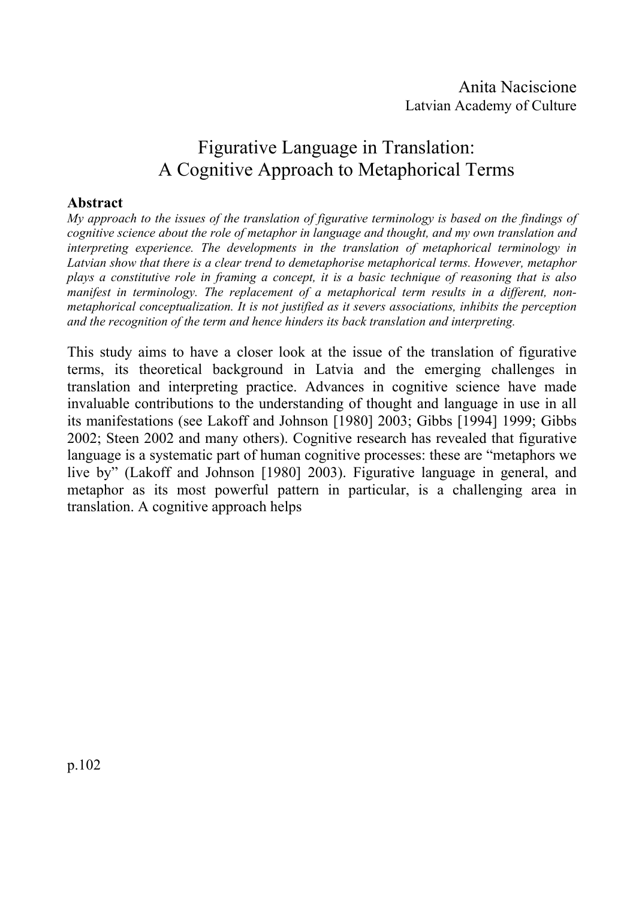Anita Naciscione
Latvian Academy of Culture

# Figurative Language in Translation: A Cognitive Approach to Metaphorical Terms

**Abstract**

*My approach to the issues of the translation of figurative terminology is based on the findings of cognitive science about the role of metaphor in language and thought, and my own translation and interpreting experience. The developments in the translation of metaphorical terminology in Latvian show that there is a clear trend to demetaphorise metaphorical terms. However, metaphor plays a constitutive role in framing a concept, it is a basic technique of reasoning that is also manifest in terminology. The replacement of a metaphorical term results in a different, non-metaphorical conceptualization. It is not justified as it severs associations, inhibits the perception and the recognition of the term and hence hinders its back translation and interpreting.*

This study aims to have a closer look at the issue of the translation of figurative terms, its theoretical background in Latvia and the emerging challenges in translation and interpreting practice. Advances in cognitive science have made invaluable contributions to the understanding of thought and language in use in all its manifestations (see Lakoff and Johnson [1980] 2003; Gibbs [1994] 1999; Gibbs 2002; Steen 2002 and many others). Cognitive research has revealed that figurative language is a systematic part of human cognitive processes: these are "metaphors we live by" (Lakoff and Johnson [1980] 2003). Figurative language in general, and metaphor as its most powerful pattern in particular, is a challenging area in translation. A cognitive approach helps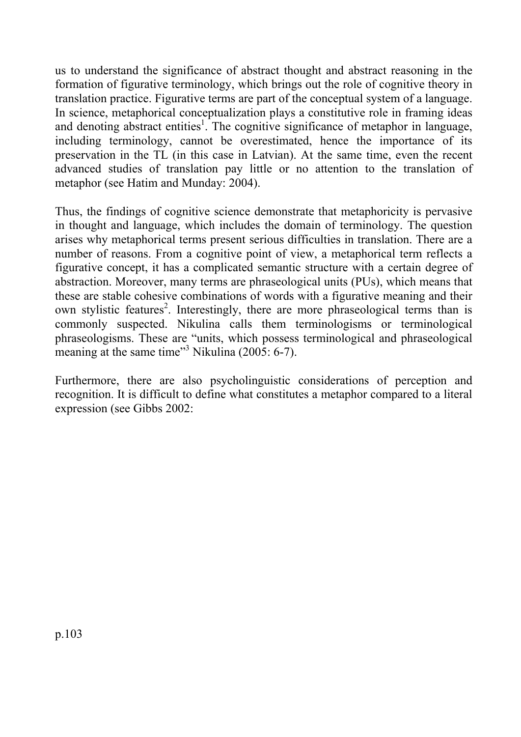us to understand the significance of abstract thought and abstract reasoning in the formation of figurative terminology, which brings out the role of cognitive theory in translation practice. Figurative terms are part of the conceptual system of a language. In science, metaphorical conceptualization plays a constitutive role in framing ideas and denoting abstract entities[1]. The cognitive significance of metaphor in language, including terminology, cannot be overestimated, hence the importance of its preservation in the TL (in this case in Latvian). At the same time, even the recent advanced studies of translation pay little or no attention to the translation of metaphor (see Hatim and Munday: 2004).

Thus, the findings of cognitive science demonstrate that metaphoricity is pervasive in thought and language, which includes the domain of terminology. The question arises why metaphorical terms present serious difficulties in translation. There are a number of reasons. From a cognitive point of view, a metaphorical term reflects a figurative concept, it has a complicated semantic structure with a certain degree of abstraction. Moreover, many terms are phraseological units (PUs), which means that these are stable cohesive combinations of words with a figurative meaning and their own stylistic features[2]. Interestingly, there are more phraseological terms than is commonly suspected. Nikulina calls them terminologisms or terminological phraseologisms. These are "units, which possess terminological and phraseological meaning at the same time"[3] Nikulina (2005: 6-7).

Furthermore, there are also psycholinguistic considerations of perception and recognition. It is difficult to define what constitutes a metaphor compared to a literal expression (see Gibbs 2002: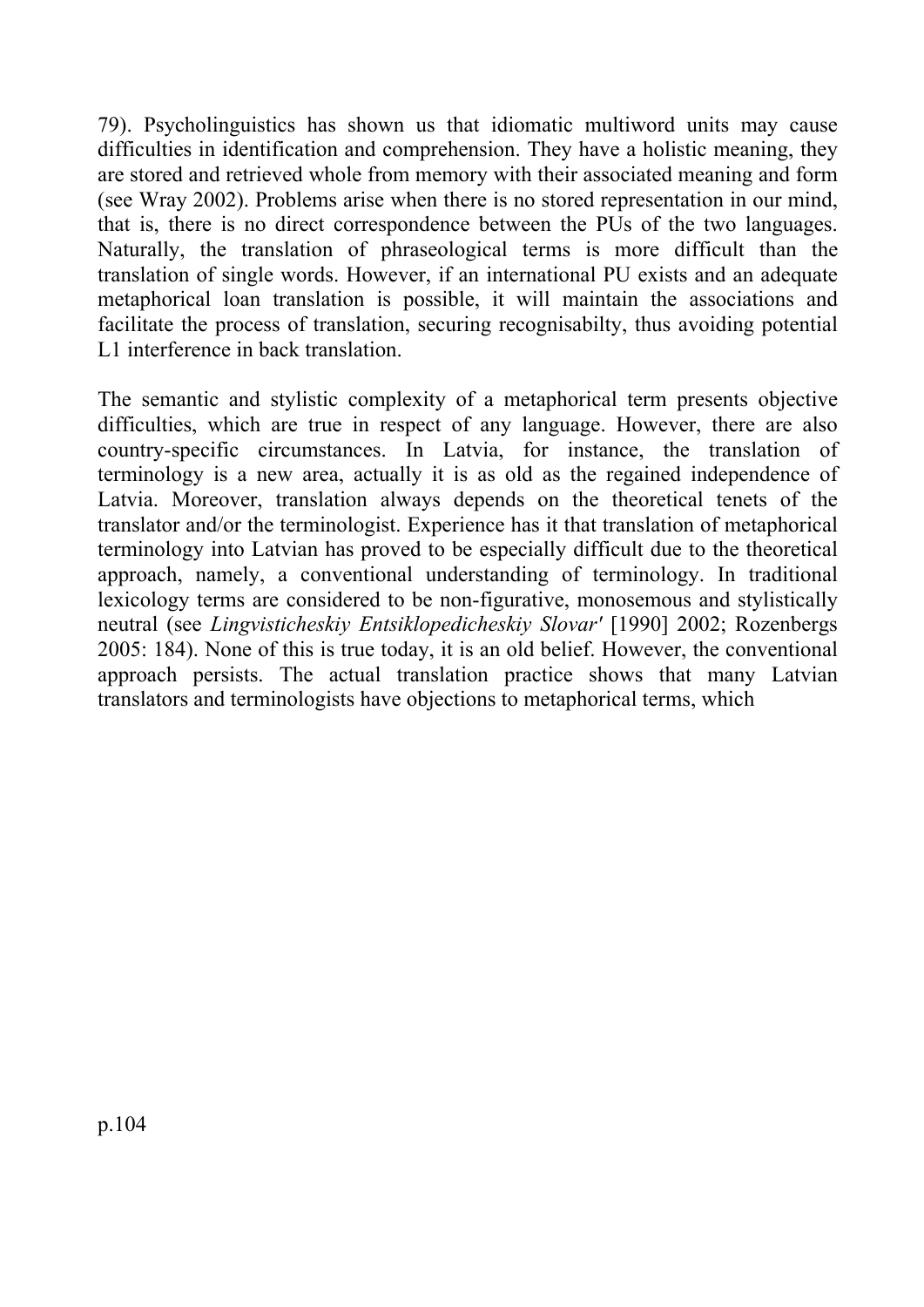79). Psycholinguistics has shown us that idiomatic multiword units may cause difficulties in identification and comprehension. They have a holistic meaning, they are stored and retrieved whole from memory with their associated meaning and form (see Wray 2002). Problems arise when there is no stored representation in our mind, that is, there is no direct correspondence between the PUs of the two languages. Naturally, the translation of phraseological terms is more difficult than the translation of single words. However, if an international PU exists and an adequate metaphorical loan translation is possible, it will maintain the associations and facilitate the process of translation, securing recognisabilty, thus avoiding potential L1 interference in back translation.

The semantic and stylistic complexity of a metaphorical term presents objective difficulties, which are true in respect of any language. However, there are also country-specific circumstances. In Latvia, for instance, the translation of terminology is a new area, actually it is as old as the regained independence of Latvia. Moreover, translation always depends on the theoretical tenets of the translator and/or the terminologist. Experience has it that translation of metaphorical terminology into Latvian has proved to be especially difficult due to the theoretical approach, namely, a conventional understanding of terminology. In traditional lexicology terms are considered to be non-figurative, monosemous and stylistically neutral (see *Lingvisticheskiy Entsiklopedicheskiy Slovar'* [1990] 2002; Rozenbergs 2005: 184). None of this is true today, it is an old belief. However, the conventional approach persists. The actual translation practice shows that many Latvian translators and terminologists have objections to metaphorical terms, which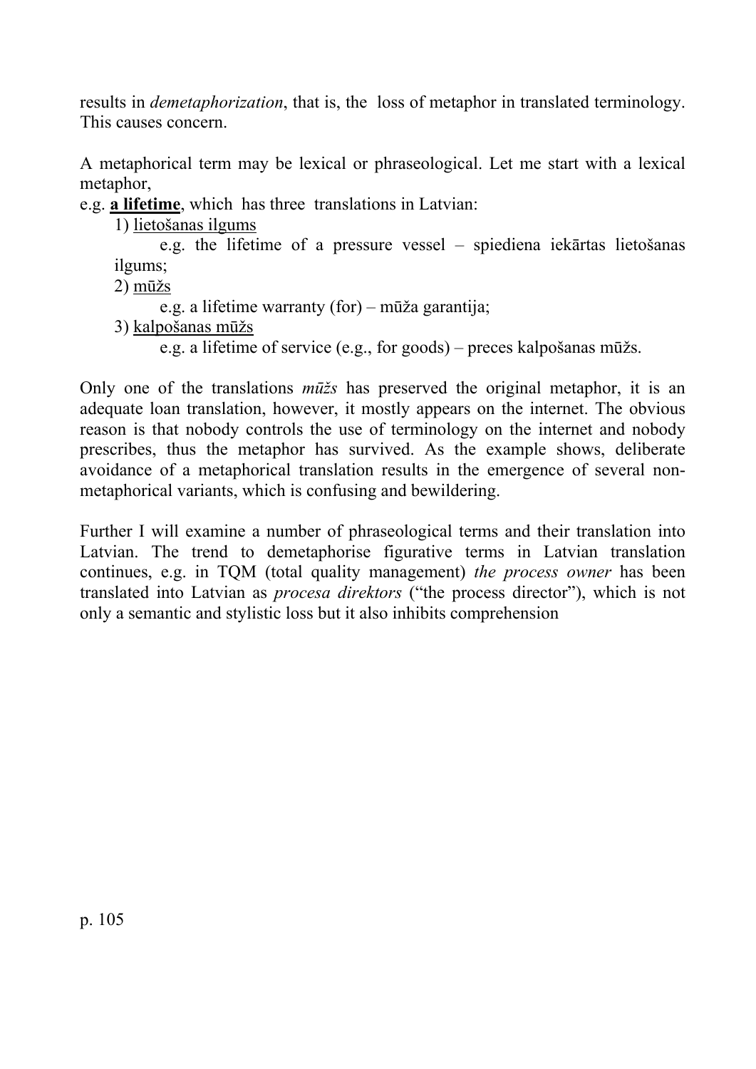results in *demetaphorization*, that is, the loss of metaphor in translated terminology. This causes concern.

A metaphorical term may be lexical or phraseological. Let me start with a lexical metaphor,

e.g. **a lifetime**, which has three translations in Latvian:

1) lietošanas ilgums

   e.g. the lifetime of a pressure vessel – spiediena iekārtas lietošanas ilgums;

2) mūžs

   e.g. a lifetime warranty (for) – mūža garantija;

3) kalpošanas mūžs

   e.g. a lifetime of service (e.g., for goods) – preces kalpošanas mūžs.

Only one of the translations *mūžs* has preserved the original metaphor, it is an adequate loan translation, however, it mostly appears on the internet. The obvious reason is that nobody controls the use of terminology on the internet and nobody prescribes, thus the metaphor has survived. As the example shows, deliberate avoidance of a metaphorical translation results in the emergence of several non-metaphorical variants, which is confusing and bewildering.

Further I will examine a number of phraseological terms and their translation into Latvian. The trend to demetaphorise figurative terms in Latvian translation continues, e.g. in TQM (total quality management) *the process owner* has been translated into Latvian as *procesa direktors* ("the process director"), which is not only a semantic and stylistic loss but it also inhibits comprehension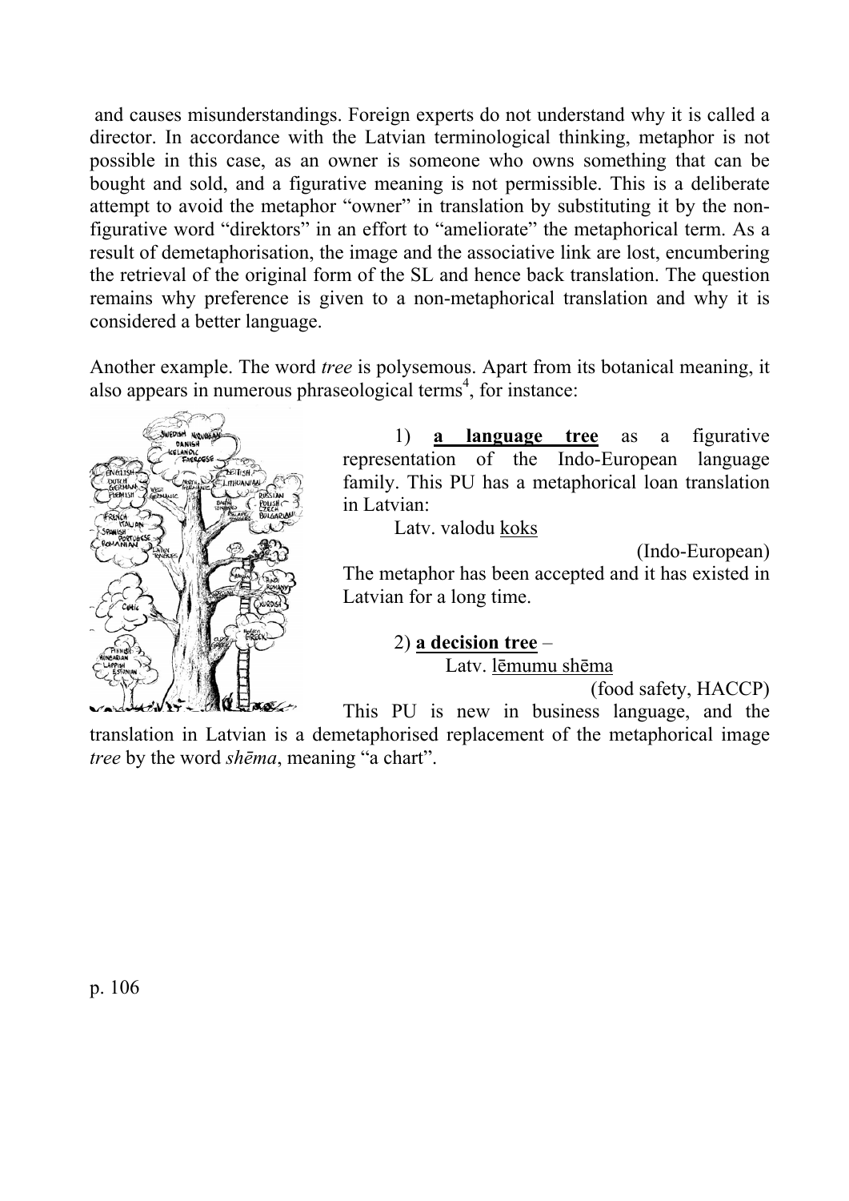and causes misunderstandings. Foreign experts do not understand why it is called a director. In accordance with the Latvian terminological thinking, metaphor is not possible in this case, as an owner is someone who owns something that can be bought and sold, and a figurative meaning is not permissible. This is a deliberate attempt to avoid the metaphor "owner" in translation by substituting it by the non-figurative word "direktors" in an effort to "ameliorate" the metaphorical term. As a result of demetaphorisation, the image and the associative link are lost, encumbering the retrieval of the original form of the SL and hence back translation. The question remains why preference is given to a non-metaphorical translation and why it is considered a better language.

Another example. The word *tree* is polysemous. Apart from its botanical meaning, it also appears in numerous phraseological terms[4], for instance:

1) **a language tree** as a figurative representation of the Indo-European language family. This PU has a metaphorical loan translation in Latvian:

Latv. valodu koks

(Indo-European)

The metaphor has been accepted and it has existed in Latvian for a long time.

2) **a decision tree** –

Latv. lēmumu shēma

(food safety, HACCP)

This PU is new in business language, and the translation in Latvian is a demetaphorised replacement of the metaphorical image *tree* by the word *shēma*, meaning "a chart".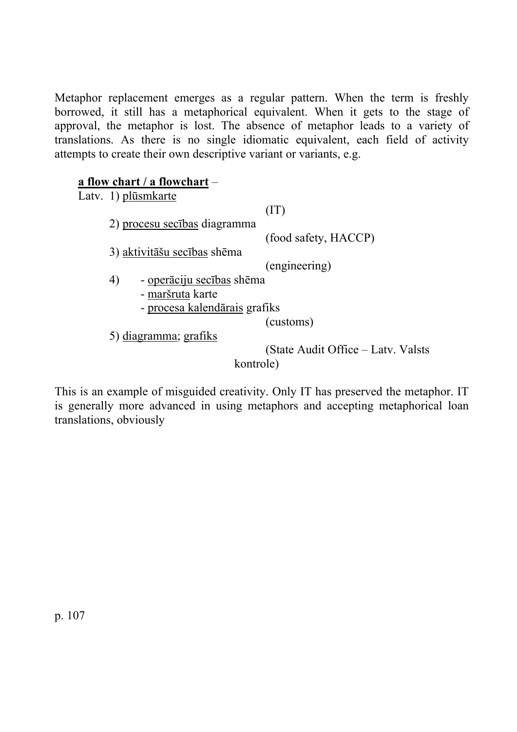Metaphor replacement emerges as a regular pattern. When the term is freshly borrowed, it still has a metaphorical equivalent. When it gets to the stage of approval, the metaphor is lost. The absence of metaphor leads to a variety of translations. As there is no single idiomatic equivalent, each field of activity attempts to create their own descriptive variant or variants, e.g.

**<u>a flow chart / a flowchart</u>** –

Latv. 1) <u>plūsmkarte</u>

(IT)

2) <u>procesu secības</u> diagramma

(food safety, HACCP)

3) <u>aktivitāšu secības</u> shēma

(engineering)

4) - <u>operāciju secības</u> shēma
   - <u>maršruta</u> karte
   - <u>procesa kalendārais</u> grafiks

(customs)

5) <u>diagramma</u>; <u>grafiks</u>

(State Audit Office – Latv. Valsts kontrole)

This is an example of misguided creativity. Only IT has preserved the metaphor. IT is generally more advanced in using metaphors and accepting metaphorical loan translations, obviously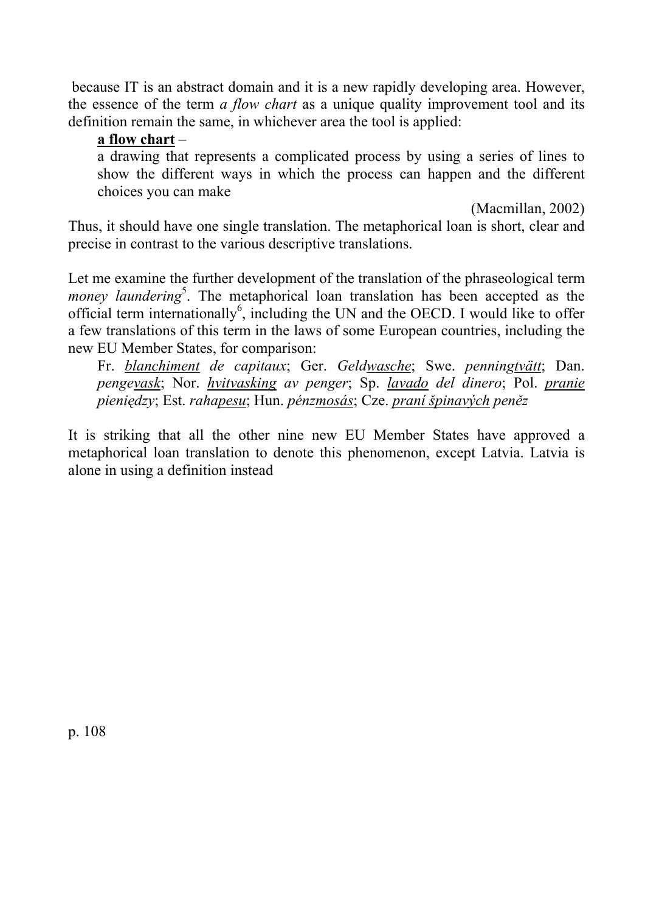because IT is an abstract domain and it is a new rapidly developing area. However, the essence of the term *a flow chart* as a unique quality improvement tool and its definition remain the same, in whichever area the tool is applied:

> **<u>a flow chart</u>** –
> a drawing that represents a complicated process by using a series of lines to show the different ways in which the process can happen and the different choices you can make
>
> (Macmillan, 2002)

Thus, it should have one single translation. The metaphorical loan is short, clear and precise in contrast to the various descriptive translations.

Let me examine the further development of the translation of the phraseological term *money laundering*[5]. The metaphorical loan translation has been accepted as the official term internationally[6], including the UN and the OECD. I would like to offer a few translations of this term in the laws of some European countries, including the new EU Member States, for comparison:

> Fr. *<u>blanchiment</u> de capitaux*; Ger. *Geld<u>wasche</u>*; Swe. *penning<u>tvätt</u>*; Dan. *penge<u>vask</u>*; Nor. *<u>hvitvasking</u> av penger*; Sp. *<u>lavado</u> del dinero*; Pol. *<u>pranie</u> pieniędzy*; Est. *raha<u>pesu</u>*; Hun. *pénz<u>mosás</u>*; Cze. *<u>praní špinavých</u> peněz*

It is striking that all the other nine new EU Member States have approved a metaphorical loan translation to denote this phenomenon, except Latvia. Latvia is alone in using a definition instead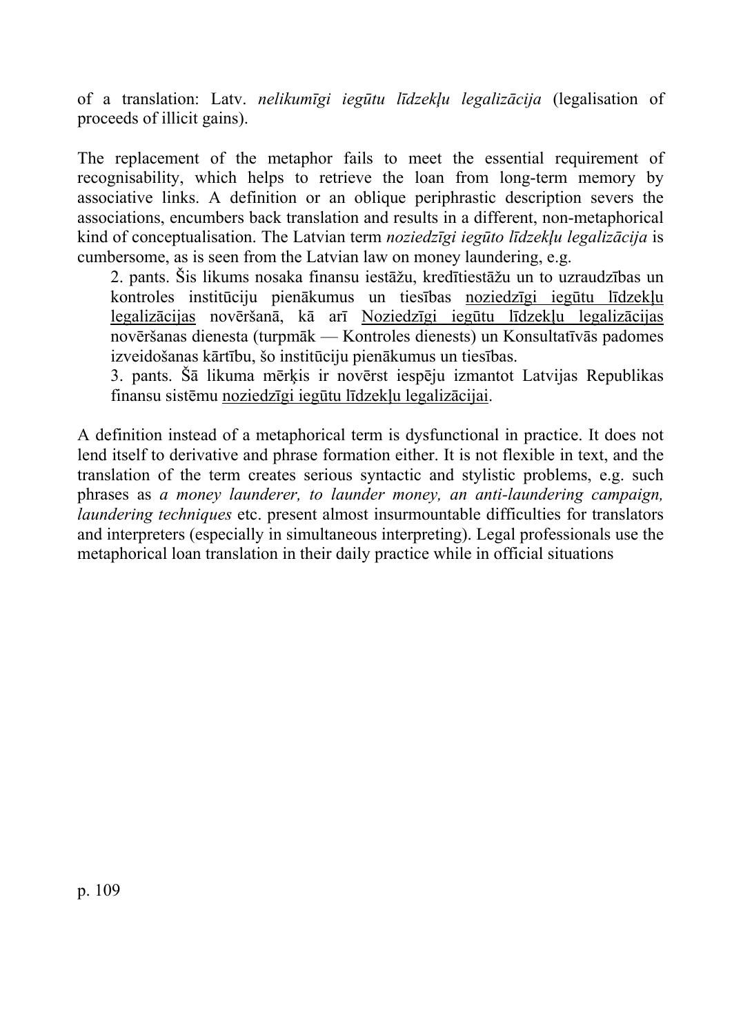of a translation: Latv. *nelikumīgi iegūtu līdzekļu legalizācija* (legalisation of proceeds of illicit gains).

The replacement of the metaphor fails to meet the essential requirement of recognisability, which helps to retrieve the loan from long-term memory by associative links. A definition or an oblique periphrastic description severs the associations, encumbers back translation and results in a different, non-metaphorical kind of conceptualisation. The Latvian term *noziedzīgi iegūto līdzekļu legalizācija* is cumbersome, as is seen from the Latvian law on money laundering, e.g.

> 2. pants. Šis likums nosaka finansu iestāžu, kredītiestāžu un to uzraudzības un kontroles institūciju pienākumus un tiesības <u>noziedzīgi iegūtu līdzekļu legalizācijas</u> novēršanā, kā arī <u>Noziedzīgi iegūtu līdzekļu legalizācijas</u> novēršanas dienesta (turpmāk — Kontroles dienests) un Konsultatīvās padomes izveidošanas kārtību, šo institūciju pienākumus un tiesības.
> 3. pants. Šā likuma mērķis ir novērst iespēju izmantot Latvijas Republikas finansu sistēmu <u>noziedzīgi iegūtu līdzekļu legalizācijai</u>.

A definition instead of a metaphorical term is dysfunctional in practice. It does not lend itself to derivative and phrase formation either. It is not flexible in text, and the translation of the term creates serious syntactic and stylistic problems, e.g. such phrases as *a money launderer, to launder money, an anti-laundering campaign, laundering techniques* etc. present almost insurmountable difficulties for translators and interpreters (especially in simultaneous interpreting). Legal professionals use the metaphorical loan translation in their daily practice while in official situations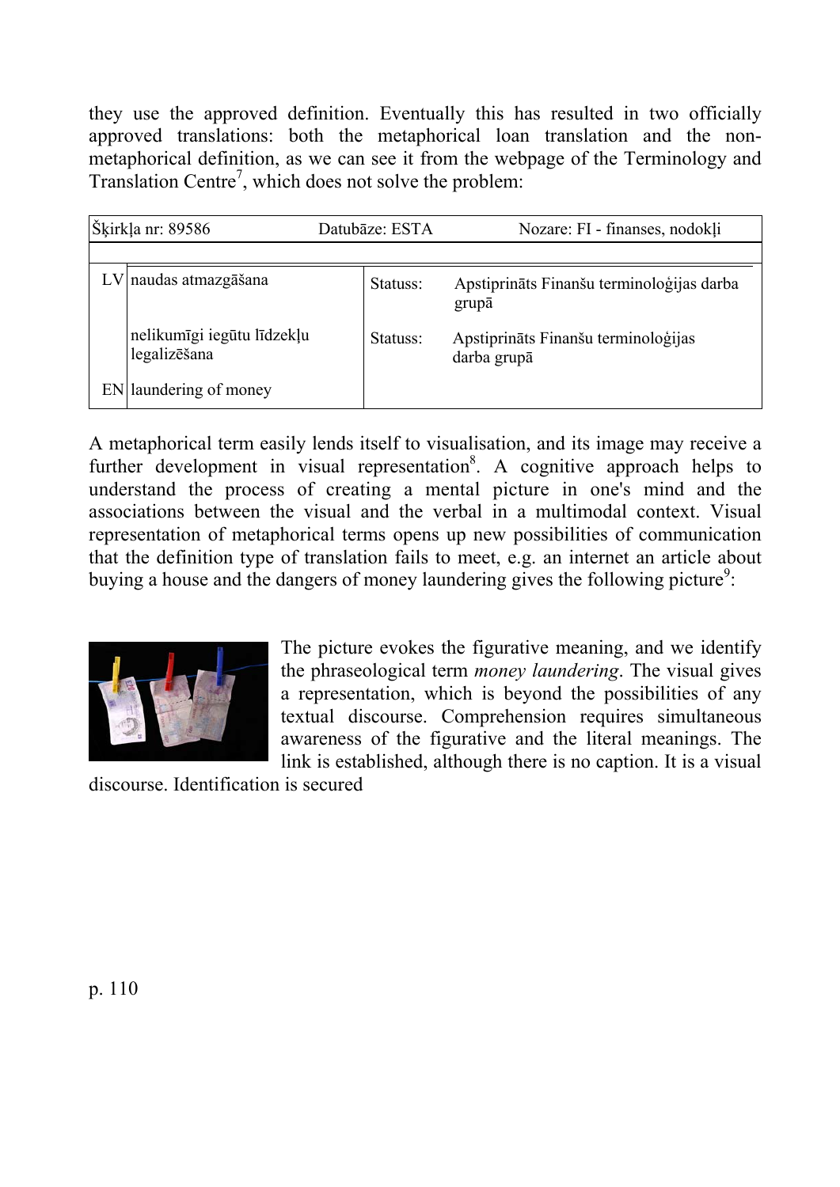they use the approved definition. Eventually this has resulted in two officially approved translations: both the metaphorical loan translation and the non-metaphorical definition, as we can see it from the webpage of the Terminology and Translation Centre[7], which does not solve the problem:

| Šķirkļa nr: 89586 | | Datubāze: ESTA | Nozare: FI - finanses, nodokļi |
|---|---|---|---|
| LV | naudas atmazgāšana | Statuss: | Apstiprināts Finanšu terminoloģijas darba grupā |
| | nelikumīgi iegūtu līdzekļu legalizēšana | Statuss: | Apstiprināts Finanšu terminoloģijas darba grupā |
| EN | laundering of money | | |

A metaphorical term easily lends itself to visualisation, and its image may receive a further development in visual representation[8]. A cognitive approach helps to understand the process of creating a mental picture in one's mind and the associations between the visual and the verbal in a multimodal context. Visual representation of metaphorical terms opens up new possibilities of communication that the definition type of translation fails to meet, e.g. an internet an article about buying a house and the dangers of money laundering gives the following picture[9]:

The picture evokes the figurative meaning, and we identify the phraseological term *money laundering*. The visual gives a representation, which is beyond the possibilities of any textual discourse. Comprehension requires simultaneous awareness of the figurative and the literal meanings. The link is established, although there is no caption. It is a visual discourse. Identification is secured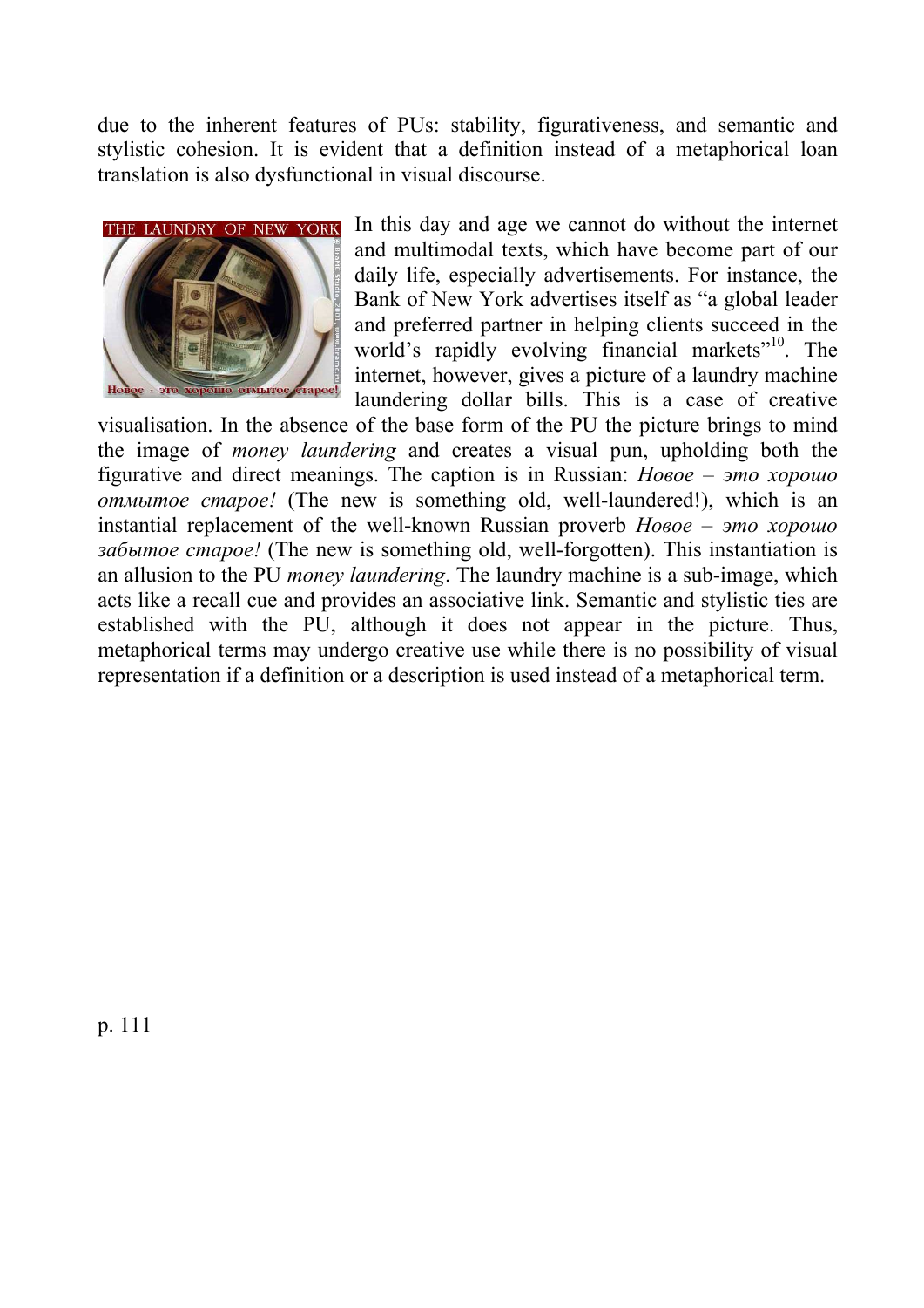due to the inherent features of PUs: stability, figurativeness, and semantic and stylistic cohesion. It is evident that a definition instead of a metaphorical loan translation is also dysfunctional in visual discourse.

In this day and age we cannot do without the internet and multimodal texts, which have become part of our daily life, especially advertisements. For instance, the Bank of New York advertises itself as "a global leader and preferred partner in helping clients succeed in the world's rapidly evolving financial markets"[10]. The internet, however, gives a picture of a laundry machine laundering dollar bills. This is a case of creative visualisation. In the absence of the base form of the PU the picture brings to mind the image of *money laundering* and creates a visual pun, upholding both the figurative and direct meanings. The caption is in Russian: *Новое – это хорошо отмытое старое!* (The new is something old, well-laundered!), which is an instantial replacement of the well-known Russian proverb *Новое – это хорошо забытое старое!* (The new is something old, well-forgotten). This instantiation is an allusion to the PU *money laundering*. The laundry machine is a sub-image, which acts like a recall cue and provides an associative link. Semantic and stylistic ties are established with the PU, although it does not appear in the picture. Thus, metaphorical terms may undergo creative use while there is no possibility of visual representation if a definition or a description is used instead of a metaphorical term.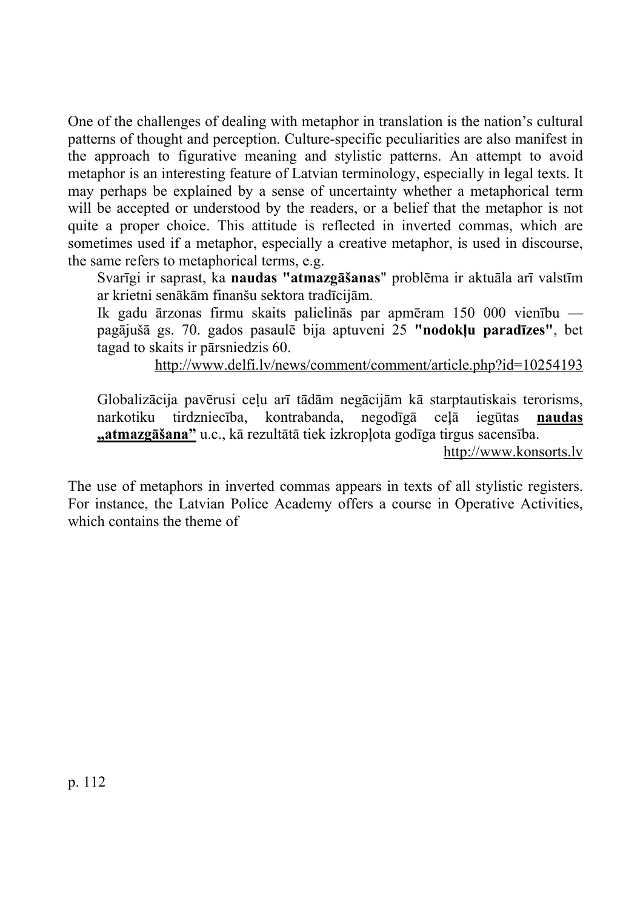One of the challenges of dealing with metaphor in translation is the nation's cultural patterns of thought and perception. Culture-specific peculiarities are also manifest in the approach to figurative meaning and stylistic patterns. An attempt to avoid metaphor is an interesting feature of Latvian terminology, especially in legal texts. It may perhaps be explained by a sense of uncertainty whether a metaphorical term will be accepted or understood by the readers, or a belief that the metaphor is not quite a proper choice. This attitude is reflected in inverted commas, which are sometimes used if a metaphor, especially a creative metaphor, is used in discourse, the same refers to metaphorical terms, e.g.

> Svarīgi ir saprast, ka **naudas "atmazgāšanas**" problēma ir aktuāla arī valstīm ar krietni senākām finanšu sektora tradīcijām.
>
> Ik gadu ārzonas firmu skaits palielinās par apmēram 150 000 vienību — pagājušā gs. 70. gados pasaulē bija aptuveni 25 **"nodokļu paradīzes"**, bet tagad to skaits ir pārsniedzis 60.
>
> http://www.delfi.lv/news/comment/comment/article.php?id=10254193
>
> Globalizācija pavērusi ceļu arī tādām negācijām kā starptautiskais terorisms, narkotiku tirdzniecība, kontrabanda, negodīgā ceļā iegūtas **naudas „atmazgāšana"** u.c., kā rezultātā tiek izkropļota godīga tirgus sacensība.
>
> http://www.konsorts.lv

The use of metaphors in inverted commas appears in texts of all stylistic registers. For instance, the Latvian Police Academy offers a course in Operative Activities, which contains the theme of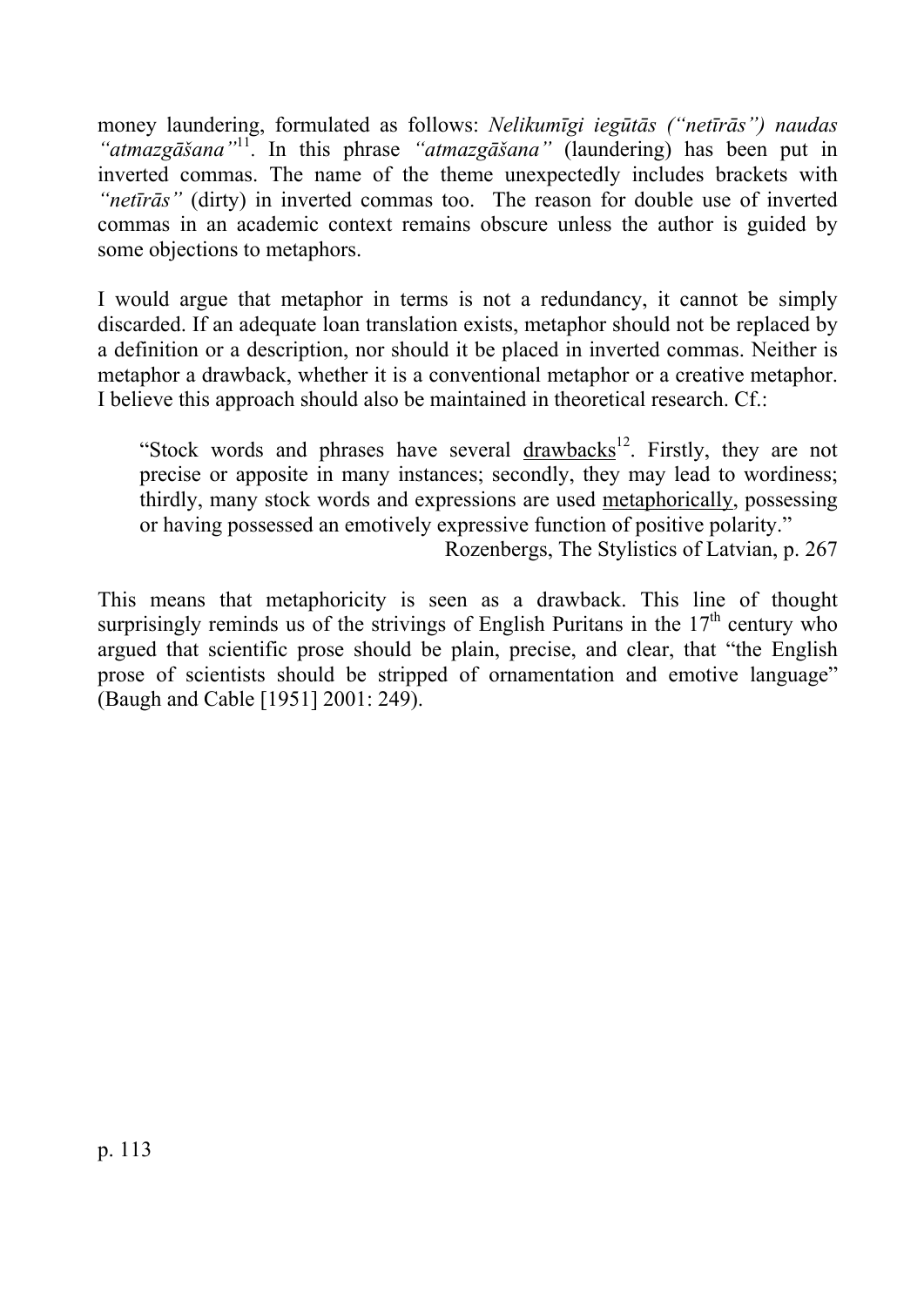money laundering, formulated as follows: *Nelikumīgi iegūtās ("netīrās") naudas "atmazgāšana"*[11]. In this phrase *"atmazgāšana"* (laundering) has been put in inverted commas. The name of the theme unexpectedly includes brackets with *"netīrās"* (dirty) in inverted commas too. The reason for double use of inverted commas in an academic context remains obscure unless the author is guided by some objections to metaphors.

I would argue that metaphor in terms is not a redundancy, it cannot be simply discarded. If an adequate loan translation exists, metaphor should not be replaced by a definition or a description, nor should it be placed in inverted commas. Neither is metaphor a drawback, whether it is a conventional metaphor or a creative metaphor. I believe this approach should also be maintained in theoretical research. Cf.:

> "Stock words and phrases have several <u>drawbacks</u>[12]. Firstly, they are not precise or apposite in many instances; secondly, they may lead to wordiness; thirdly, many stock words and expressions are used <u>metaphorically</u>, possessing or having possessed an emotively expressive function of positive polarity."
>
> Rozenbergs, The Stylistics of Latvian, p. 267

This means that metaphoricity is seen as a drawback. This line of thought surprisingly reminds us of the strivings of English Puritans in the 17th century who argued that scientific prose should be plain, precise, and clear, that "the English prose of scientists should be stripped of ornamentation and emotive language" (Baugh and Cable [1951] 2001: 249).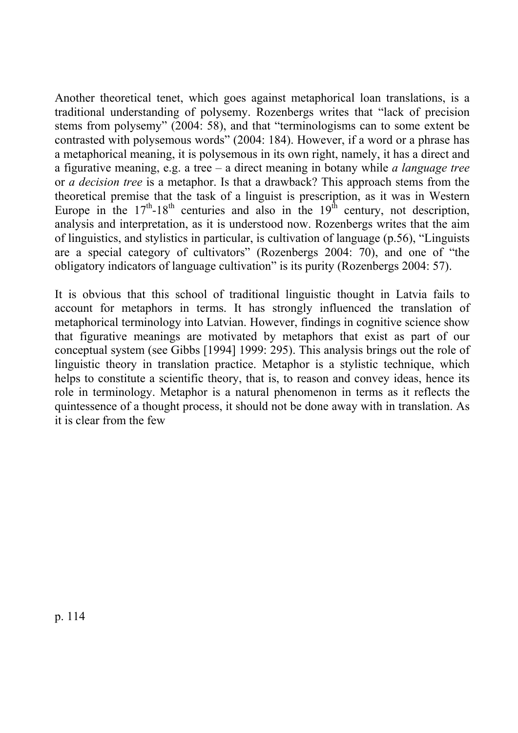Another theoretical tenet, which goes against metaphorical loan translations, is a traditional understanding of polysemy. Rozenbergs writes that "lack of precision stems from polysemy" (2004: 58), and that "terminologisms can to some extent be contrasted with polysemous words" (2004: 184). However, if a word or a phrase has a metaphorical meaning, it is polysemous in its own right, namely, it has a direct and a figurative meaning, e.g. a tree – a direct meaning in botany while *a language tree* or *a decision tree* is a metaphor. Is that a drawback? This approach stems from the theoretical premise that the task of a linguist is prescription, as it was in Western Europe in the 17th-18th centuries and also in the 19th century, not description, analysis and interpretation, as it is understood now. Rozenbergs writes that the aim of linguistics, and stylistics in particular, is cultivation of language (p.56), "Linguists are a special category of cultivators" (Rozenbergs 2004: 70), and one of "the obligatory indicators of language cultivation" is its purity (Rozenbergs 2004: 57).

It is obvious that this school of traditional linguistic thought in Latvia fails to account for metaphors in terms. It has strongly influenced the translation of metaphorical terminology into Latvian. However, findings in cognitive science show that figurative meanings are motivated by metaphors that exist as part of our conceptual system (see Gibbs [1994] 1999: 295). This analysis brings out the role of linguistic theory in translation practice. Metaphor is a stylistic technique, which helps to constitute a scientific theory, that is, to reason and convey ideas, hence its role in terminology. Metaphor is a natural phenomenon in terms as it reflects the quintessence of a thought process, it should not be done away with in translation. As it is clear from the few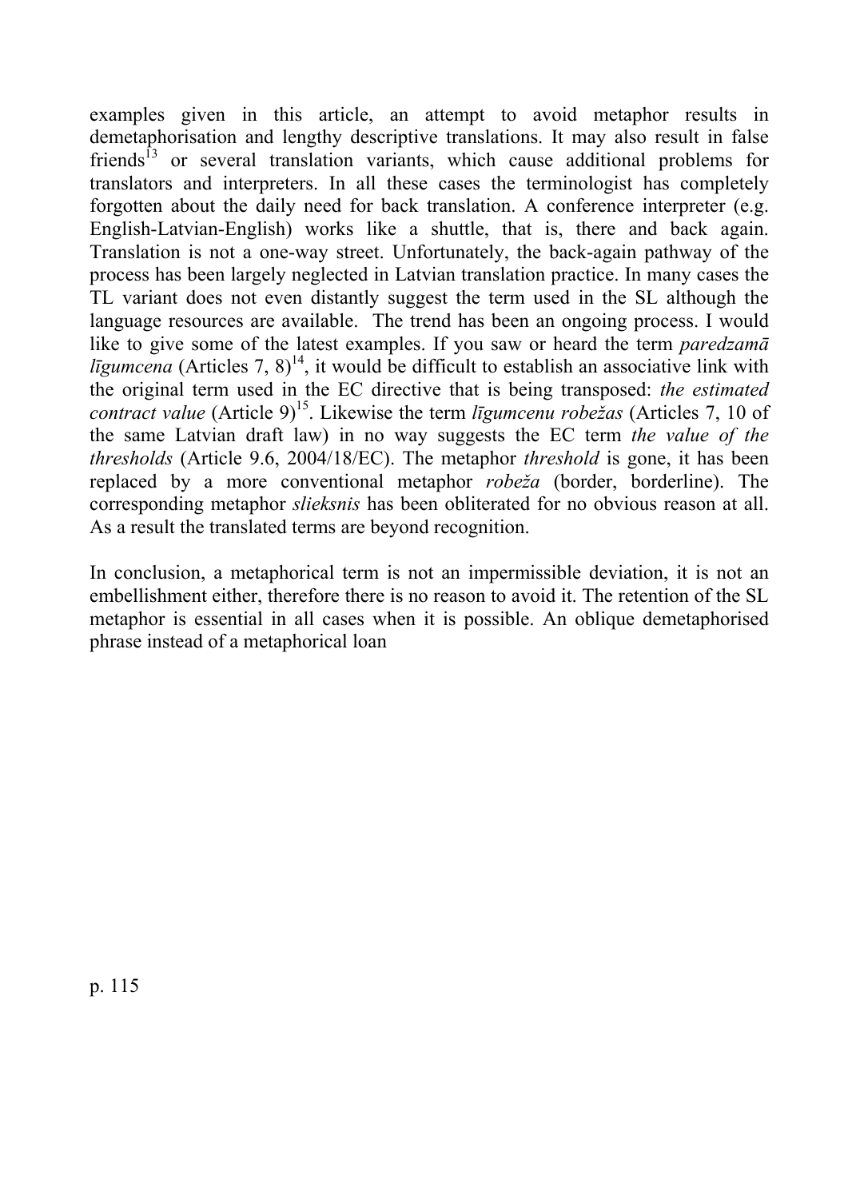examples given in this article, an attempt to avoid metaphor results in demetaphorisation and lengthy descriptive translations. It may also result in false friends[13] or several translation variants, which cause additional problems for translators and interpreters. In all these cases the terminologist has completely forgotten about the daily need for back translation. A conference interpreter (e.g. English-Latvian-English) works like a shuttle, that is, there and back again. Translation is not a one-way street. Unfortunately, the back-again pathway of the process has been largely neglected in Latvian translation practice. In many cases the TL variant does not even distantly suggest the term used in the SL although the language resources are available. The trend has been an ongoing process. I would like to give some of the latest examples. If you saw or heard the term *paredzamā līgumcena* (Articles 7, 8)[14], it would be difficult to establish an associative link with the original term used in the EC directive that is being transposed: *the estimated contract value* (Article 9)[15]. Likewise the term *līgumcenu robežas* (Articles 7, 10 of the same Latvian draft law) in no way suggests the EC term *the value of the thresholds* (Article 9.6, 2004/18/EC). The metaphor *threshold* is gone, it has been replaced by a more conventional metaphor *robeža* (border, borderline). The corresponding metaphor *slieksnis* has been obliterated for no obvious reason at all. As a result the translated terms are beyond recognition.

In conclusion, a metaphorical term is not an impermissible deviation, it is not an embellishment either, therefore there is no reason to avoid it. The retention of the SL metaphor is essential in all cases when it is possible. An oblique demetaphorised phrase instead of a metaphorical loan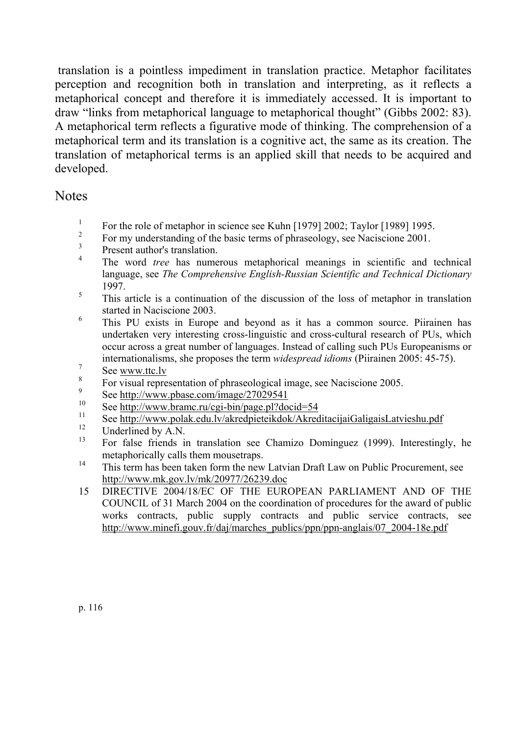translation is a pointless impediment in translation practice. Metaphor facilitates perception and recognition both in translation and interpreting, as it reflects a metaphorical concept and therefore it is immediately accessed. It is important to draw "links from metaphorical language to metaphorical thought" (Gibbs 2002: 83). A metaphorical term reflects a figurative mode of thinking. The comprehension of a metaphorical term and its translation is a cognitive act, the same as its creation. The translation of metaphorical terms is an applied skill that needs to be acquired and developed.

## Notes

1. For the role of metaphor in science see Kuhn [1979] 2002; Taylor [1989] 1995.
2. For my understanding of the basic terms of phraseology, see Naciscione 2001.
3. Present author's translation.
4. The word *tree* has numerous metaphorical meanings in scientific and technical language, see *The Comprehensive English-Russian Scientific and Technical Dictionary* 1997.
5. This article is a continuation of the discussion of the loss of metaphor in translation started in Naciscione 2003.
6. This PU exists in Europe and beyond as it has a common source. Piirainen has undertaken very interesting cross-linguistic and cross-cultural research of PUs, which occur across a great number of languages. Instead of calling such PUs Europeanisms or internationalisms, she proposes the term *widespread idioms* (Piirainen 2005: 45-75).
7. See www.ttc.lv
8. For visual representation of phraseological image, see Naciscione 2005.
9. See http://www.pbase.com/image/27029541
10. See http://www.bramc.ru/cgi-bin/page.pl?docid=54
11. See http://www.polak.edu.lv/akredpieteikdok/AkreditacijaiGaligaisLatvieshu.pdf
12. Underlined by A.N.
13. For false friends in translation see Chamizo Domínguez (1999). Interestingly, he metaphorically calls them mousetraps.
14. This term has been taken form the new Latvian Draft Law on Public Procurement, see http://www.mk.gov.lv/mk/20977/26239.doc
15. DIRECTIVE 2004/18/EC OF THE EUROPEAN PARLIAMENT AND OF THE COUNCIL of 31 March 2004 on the coordination of procedures for the award of public works contracts, public supply contracts and public service contracts, see http://www.minefi.gouv.fr/daj/marches_publics/ppn/ppn-anglais/07_2004-18e.pdf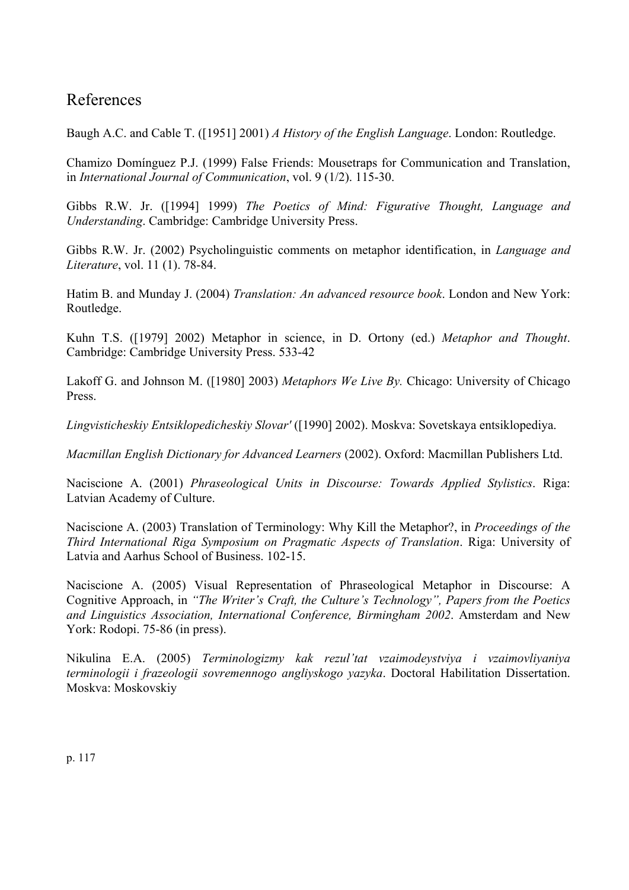## References

Baugh A.C. and Cable T. ([1951] 2001) *A History of the English Language*. London: Routledge.

Chamizo Domínguez P.J. (1999) False Friends: Mousetraps for Communication and Translation, in *International Journal of Communication*, vol. 9 (1/2). 115-30.

Gibbs R.W. Jr. ([1994] 1999) *The Poetics of Mind: Figurative Thought, Language and Understanding*. Cambridge: Cambridge University Press.

Gibbs R.W. Jr. (2002) Psycholinguistic comments on metaphor identification, in *Language and Literature*, vol. 11 (1). 78-84.

Hatim B. and Munday J. (2004) *Translation: An advanced resource book*. London and New York: Routledge.

Kuhn T.S. ([1979] 2002) Metaphor in science, in D. Ortony (ed.) *Metaphor and Thought*. Cambridge: Cambridge University Press. 533-42

Lakoff G. and Johnson M. ([1980] 2003) *Metaphors We Live By.* Chicago: University of Chicago Press.

*Lingvisticheskiy Entsiklopedicheskiy Slovar'* ([1990] 2002). Moskva: Sovetskaya entsiklopediya.

*Macmillan English Dictionary for Advanced Learners* (2002). Oxford: Macmillan Publishers Ltd.

Naciscione A. (2001) *Phraseological Units in Discourse: Towards Applied Stylistics*. Riga: Latvian Academy of Culture.

Naciscione A. (2003) Translation of Terminology: Why Kill the Metaphor?, in *Proceedings of the Third International Riga Symposium on Pragmatic Aspects of Translation*. Riga: University of Latvia and Aarhus School of Business. 102-15.

Naciscione A. (2005) Visual Representation of Phraseological Metaphor in Discourse: A Cognitive Approach, in *"The Writer's Craft, the Culture's Technology", Papers from the Poetics and Linguistics Association, International Conference, Birmingham 2002*. Amsterdam and New York: Rodopi. 75-86 (in press).

Nikulina E.A. (2005) *Terminologizmy kak rezul'tat vzaimodeystviya i vzaimovliyaniya terminologii i frazeologii sovremennogo angliyskogo yazyka*. Doctoral Habilitation Dissertation. Moskva: Moskovskiy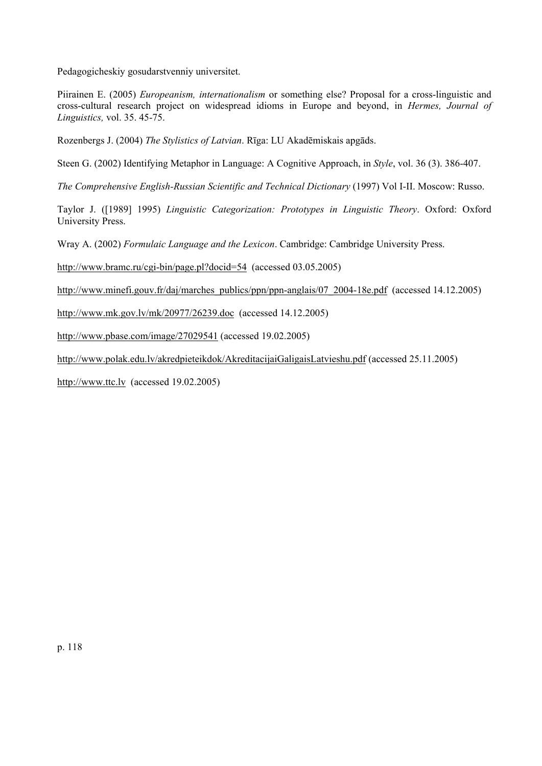Pedagogicheskiy gosudarstvenniy universitet.

Piirainen E. (2005) *Europeanism, internationalism* or something else? Proposal for a cross-linguistic and cross-cultural research project on widespread idioms in Europe and beyond, in *Hermes, Journal of Linguistics,* vol. 35. 45-75.

Rozenbergs J. (2004) *The Stylistics of Latvian*. Rīga: LU Akadēmiskais apgāds.

Steen G. (2002) Identifying Metaphor in Language: A Cognitive Approach, in *Style*, vol. 36 (3). 386-407.

*The Comprehensive English-Russian Scientific and Technical Dictionary* (1997) Vol I-II. Moscow: Russo.

Taylor J. ([1989] 1995) *Linguistic Categorization: Prototypes in Linguistic Theory*. Oxford: Oxford University Press.

Wray A. (2002) *Formulaic Language and the Lexicon*. Cambridge: Cambridge University Press.

http://www.bramc.ru/cgi-bin/page.pl?docid=54 (accessed 03.05.2005)

http://www.minefi.gouv.fr/daj/marches_publics/ppn/ppn-anglais/07_2004-18e.pdf (accessed 14.12.2005)

http://www.mk.gov.lv/mk/20977/26239.doc (accessed 14.12.2005)

http://www.pbase.com/image/27029541 (accessed 19.02.2005)

http://www.polak.edu.lv/akredpieteikdok/AkreditacijaiGaligaisLatvieshu.pdf (accessed 25.11.2005)

http://www.ttc.lv (accessed 19.02.2005)